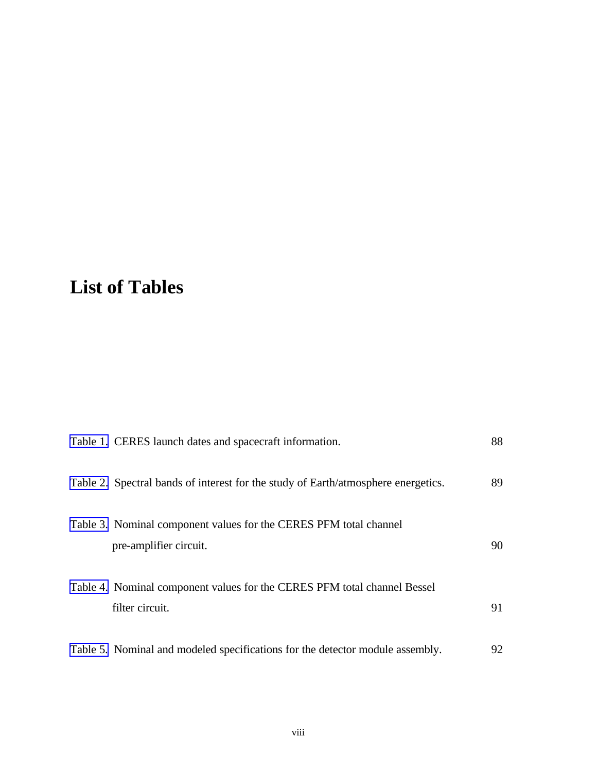# List of Tables

Table 1. CERES launch dates and spacecraft information. 88

Table 2. Spectral bands of interest for the study of Earth/atmosphere energetics. 89

Table 3. Nominal component values for the CERES PFM total channel pre-amplifier circuit. 90

Table 4. Nominal component values for the CERES PFM total channel Bessel filter circuit. 91

Table 5. Nominal and modeled specifications for the detector module assembly. 92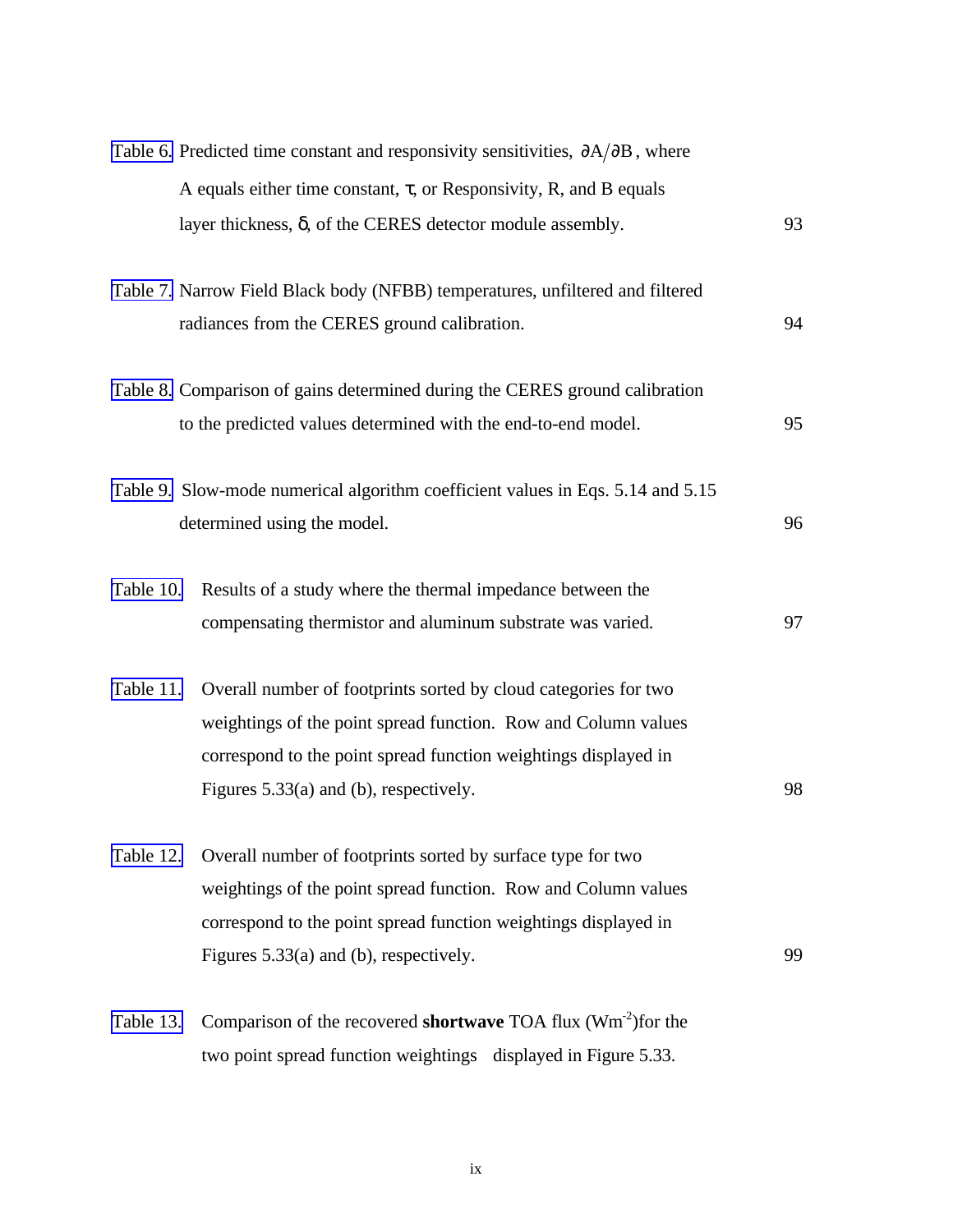Table 6. Predicted time constant and responsivity sensitivities, $\partial A/\partial B$, where A equals either time constant, $\tau$, or Responsivity, R, and B equals layer thickness, $\delta$, of the CERES detector module assembly. 93

Table 7. Narrow Field Black body (NFBB) temperatures, unfiltered and filtered radiances from the CERES ground calibration. 94

Table 8. Comparison of gains determined during the CERES ground calibration to the predicted values determined with the end-to-end model. 95

Table 9. Slow-mode numerical algorithm coefficient values in Eqs. 5.14 and 5.15 determined using the model. 96

Table 10. Results of a study where the thermal impedance between the compensating thermistor and aluminum substrate was varied. 97

Table 11. Overall number of footprints sorted by cloud categories for two weightings of the point spread function. Row and Column values correspond to the point spread function weightings displayed in Figures 5.33(a) and (b), respectively. 98

Table 12. Overall number of footprints sorted by surface type for two weightings of the point spread function. Row and Column values correspond to the point spread function weightings displayed in Figures 5.33(a) and (b), respectively. 99

Table 13. Comparison of the recovered **shortwave** TOA flux ($Wm^{-2}$)for the two point spread function weightings displayed in Figure 5.33.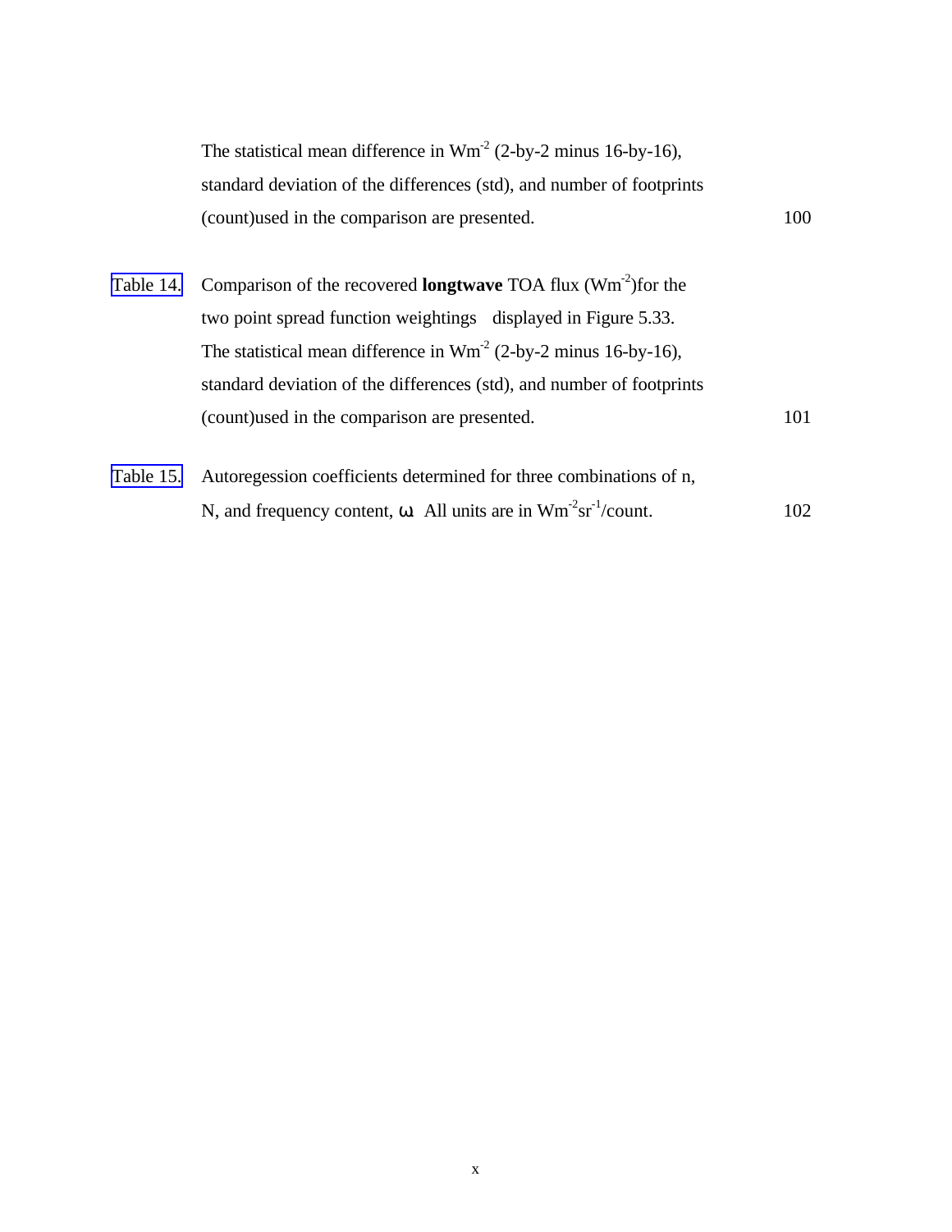The statistical mean difference in $Wm^{-2}$ (2-by-2 minus 16-by-16), standard deviation of the differences (std), and number of footprints (count)used in the comparison are presented. 100

Table 14. Comparison of the recovered **longtwave** TOA flux ($Wm^{-2}$)for the two point spread function weightings displayed in Figure 5.33. The statistical mean difference in $Wm^{-2}$ (2-by-2 minus 16-by-16), standard deviation of the differences (std), and number of footprints (count)used in the comparison are presented. 101

Table 15. Autoregession coefficients determined for three combinations of n, N, and frequency content, $\omega$. All units are in $Wm^{-2}sr^{-1}$/count. 102